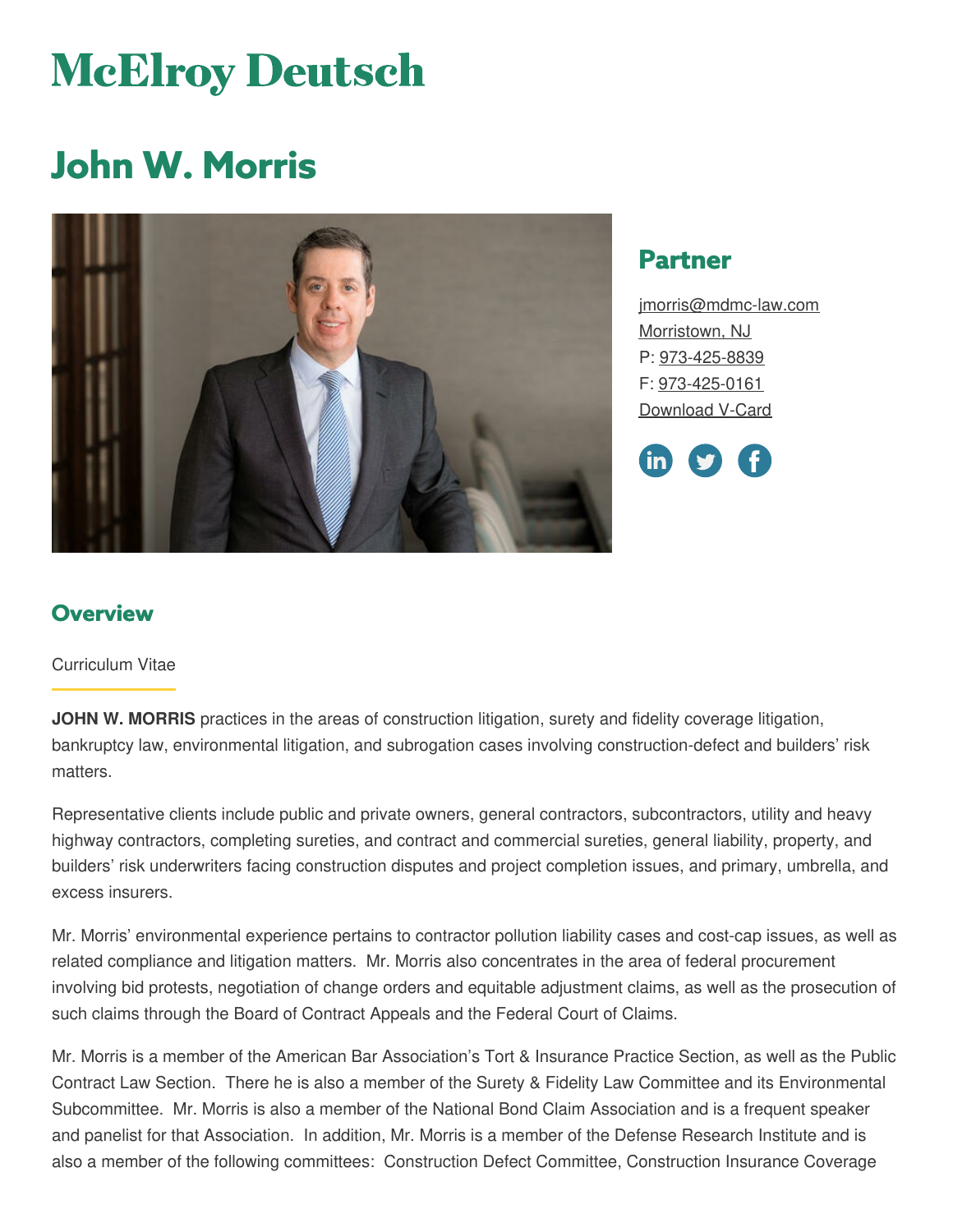# McElroy Deutsch

# John W. Morris

## Partner

jmorris@mdmc-law.com
Morristown, NJ
P: 973-425-8839
F: 973-425-0161
Download V-Card

## Overview

Curriculum Vitae

**JOHN W. MORRIS** practices in the areas of construction litigation, surety and fidelity coverage litigation, bankruptcy law, environmental litigation, and subrogation cases involving construction-defect and builders' risk matters.

Representative clients include public and private owners, general contractors, subcontractors, utility and heavy highway contractors, completing sureties, and contract and commercial sureties, general liability, property, and builders' risk underwriters facing construction disputes and project completion issues, and primary, umbrella, and excess insurers.

Mr. Morris' environmental experience pertains to contractor pollution liability cases and cost-cap issues, as well as related compliance and litigation matters. Mr. Morris also concentrates in the area of federal procurement involving bid protests, negotiation of change orders and equitable adjustment claims, as well as the prosecution of such claims through the Board of Contract Appeals and the Federal Court of Claims.

Mr. Morris is a member of the American Bar Association's Tort & Insurance Practice Section, as well as the Public Contract Law Section. There he is also a member of the Surety & Fidelity Law Committee and its Environmental Subcommittee. Mr. Morris is also a member of the National Bond Claim Association and is a frequent speaker and panelist for that Association. In addition, Mr. Morris is a member of the Defense Research Institute and is also a member of the following committees: Construction Defect Committee, Construction Insurance Coverage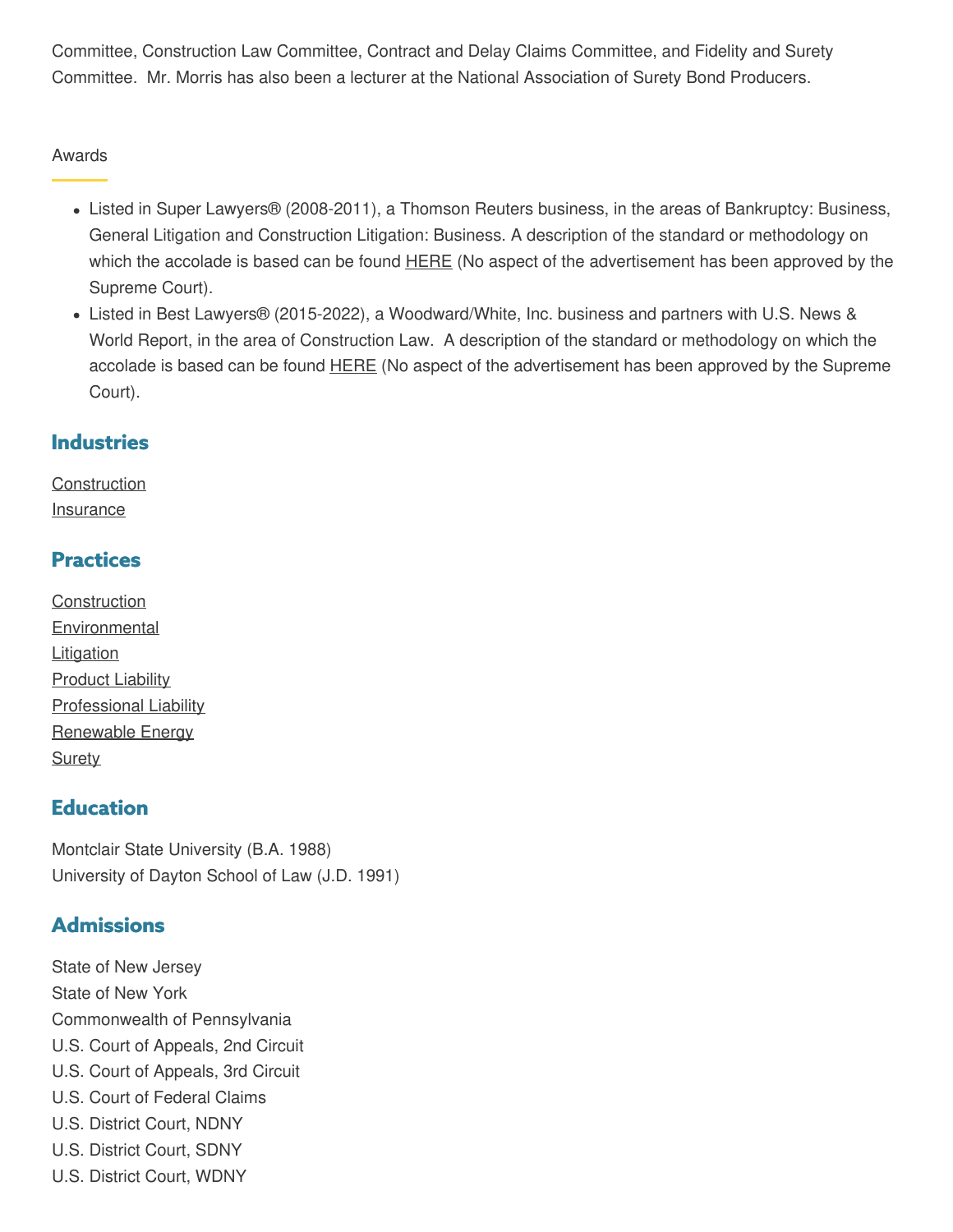Committee, Construction Law Committee, Contract and Delay Claims Committee, and Fidelity and Surety Committee. Mr. Morris has also been a lecturer at the National Association of Surety Bond Producers.

Awards

- Listed in Super Lawyers® (2008-2011), a Thomson Reuters business, in the areas of Bankruptcy: Business, General Litigation and Construction Litigation: Business. A description of the standard or methodology on which the accolade is based can be found HERE (No aspect of the advertisement has been approved by the Supreme Court).
- Listed in Best Lawyers® (2015-2022), a Woodward/White, Inc. business and partners with U.S. News & World Report, in the area of Construction Law. A description of the standard or methodology on which the accolade is based can be found HERE (No aspect of the advertisement has been approved by the Supreme Court).

## Industries

Construction
Insurance

## Practices

Construction
Environmental
Litigation
Product Liability
Professional Liability
Renewable Energy
Surety

## Education

Montclair State University (B.A. 1988)
University of Dayton School of Law (J.D. 1991)

## Admissions

State of New Jersey
State of New York
Commonwealth of Pennsylvania
U.S. Court of Appeals, 2nd Circuit
U.S. Court of Appeals, 3rd Circuit
U.S. Court of Federal Claims
U.S. District Court, NDNY
U.S. District Court, SDNY
U.S. District Court, WDNY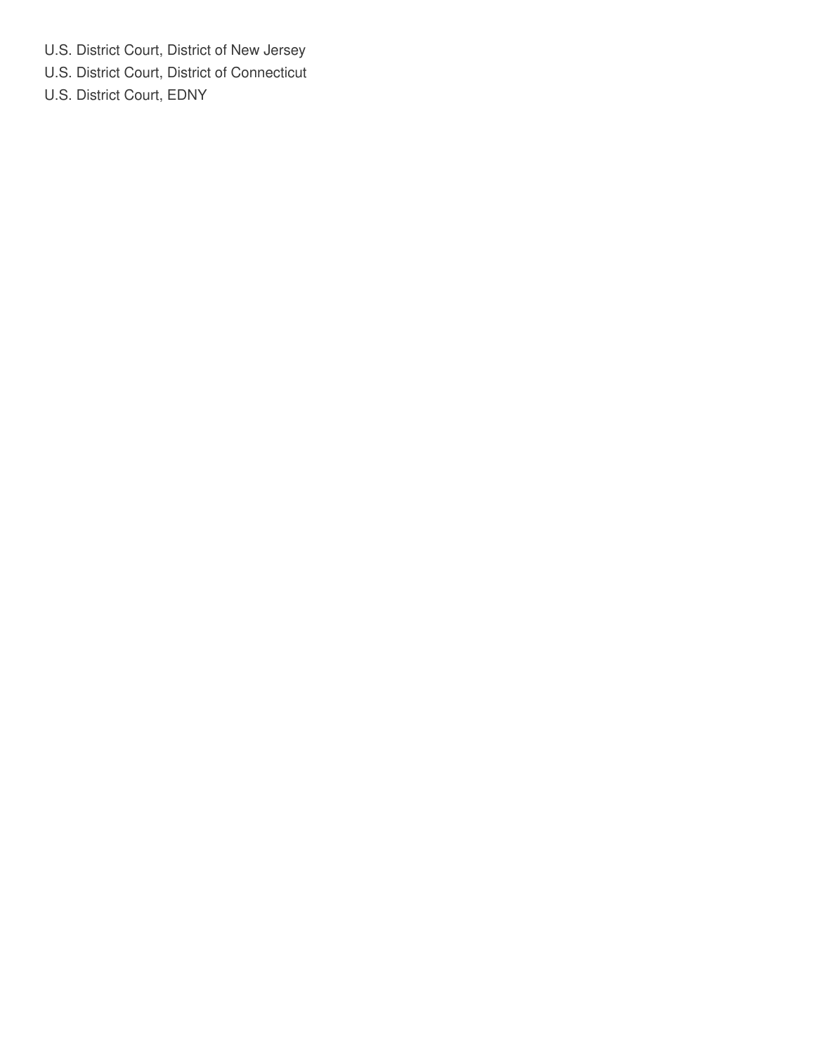U.S. District Court, District of New Jersey
U.S. District Court, District of Connecticut
U.S. District Court, EDNY